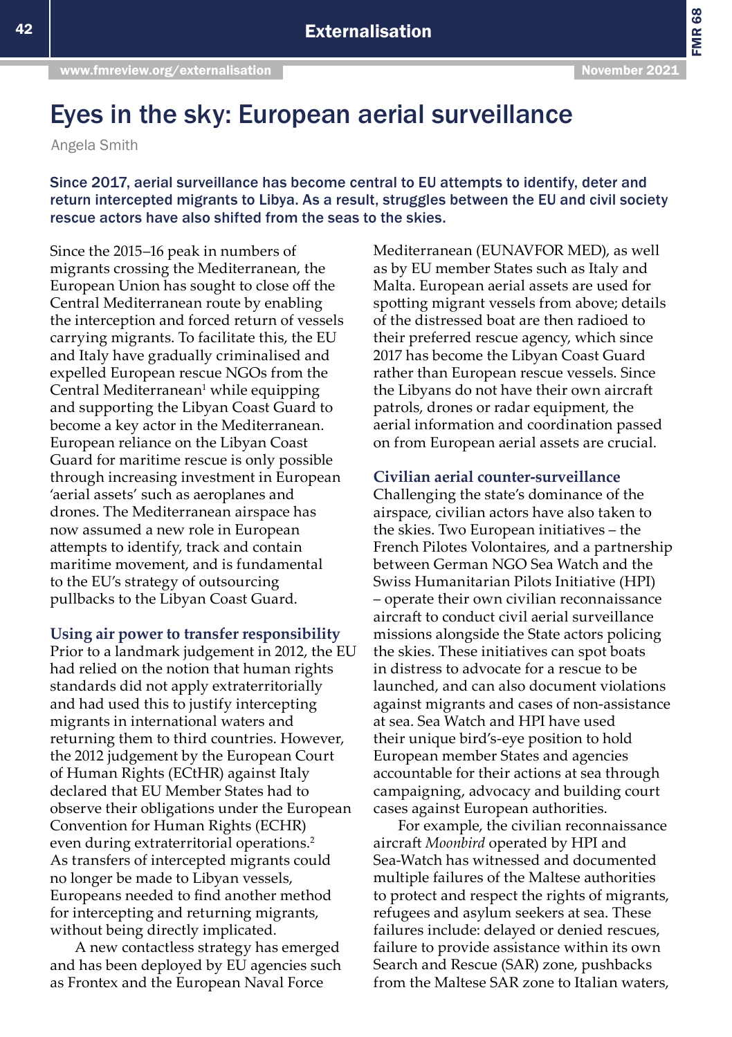# Eyes in the sky: European aerial surveillance

Angela Smith

**Since 2017, aerial surveillance has become central to EU attempts to identify, deter and return intercepted migrants to Libya. As a result, struggles between the EU and civil society rescue actors have also shifted from the seas to the skies.**

Since the 2015–16 peak in numbers of migrants crossing the Mediterranean, the European Union has sought to close off the Central Mediterranean route by enabling the interception and forced return of vessels carrying migrants. To facilitate this, the EU and Italy have gradually criminalised and expelled European rescue NGOs from the Central Mediterranean[1] while equipping and supporting the Libyan Coast Guard to become a key actor in the Mediterranean. European reliance on the Libyan Coast Guard for maritime rescue is only possible through increasing investment in European 'aerial assets' such as aeroplanes and drones. The Mediterranean airspace has now assumed a new role in European attempts to identify, track and contain maritime movement, and is fundamental to the EU's strategy of outsourcing pullbacks to the Libyan Coast Guard.

## Using air power to transfer responsibility

Prior to a landmark judgement in 2012, the EU had relied on the notion that human rights standards did not apply extraterritorially and had used this to justify intercepting migrants in international waters and returning them to third countries. However, the 2012 judgement by the European Court of Human Rights (ECtHR) against Italy declared that EU Member States had to observe their obligations under the European Convention for Human Rights (ECHR) even during extraterritorial operations.[2] As transfers of intercepted migrants could no longer be made to Libyan vessels, Europeans needed to find another method for intercepting and returning migrants, without being directly implicated.

A new contactless strategy has emerged and has been deployed by EU agencies such as Frontex and the European Naval Force Mediterranean (EUNAVFOR MED), as well as by EU member States such as Italy and Malta. European aerial assets are used for spotting migrant vessels from above; details of the distressed boat are then radioed to their preferred rescue agency, which since 2017 has become the Libyan Coast Guard rather than European rescue vessels. Since the Libyans do not have their own aircraft patrols, drones or radar equipment, the aerial information and coordination passed on from European aerial assets are crucial.

## Civilian aerial counter-surveillance

Challenging the state's dominance of the airspace, civilian actors have also taken to the skies. Two European initiatives – the French Pilotes Volontaires, and a partnership between German NGO Sea Watch and the Swiss Humanitarian Pilots Initiative (HPI) – operate their own civilian reconnaissance aircraft to conduct civil aerial surveillance missions alongside the State actors policing the skies. These initiatives can spot boats in distress to advocate for a rescue to be launched, and can also document violations against migrants and cases of non-assistance at sea. Sea Watch and HPI have used their unique bird's-eye position to hold European member States and agencies accountable for their actions at sea through campaigning, advocacy and building court cases against European authorities.

For example, the civilian reconnaissance aircraft *Moonbird* operated by HPI and Sea-Watch has witnessed and documented multiple failures of the Maltese authorities to protect and respect the rights of migrants, refugees and asylum seekers at sea. These failures include: delayed or denied rescues, failure to provide assistance within its own Search and Rescue (SAR) zone, pushbacks from the Maltese SAR zone to Italian waters,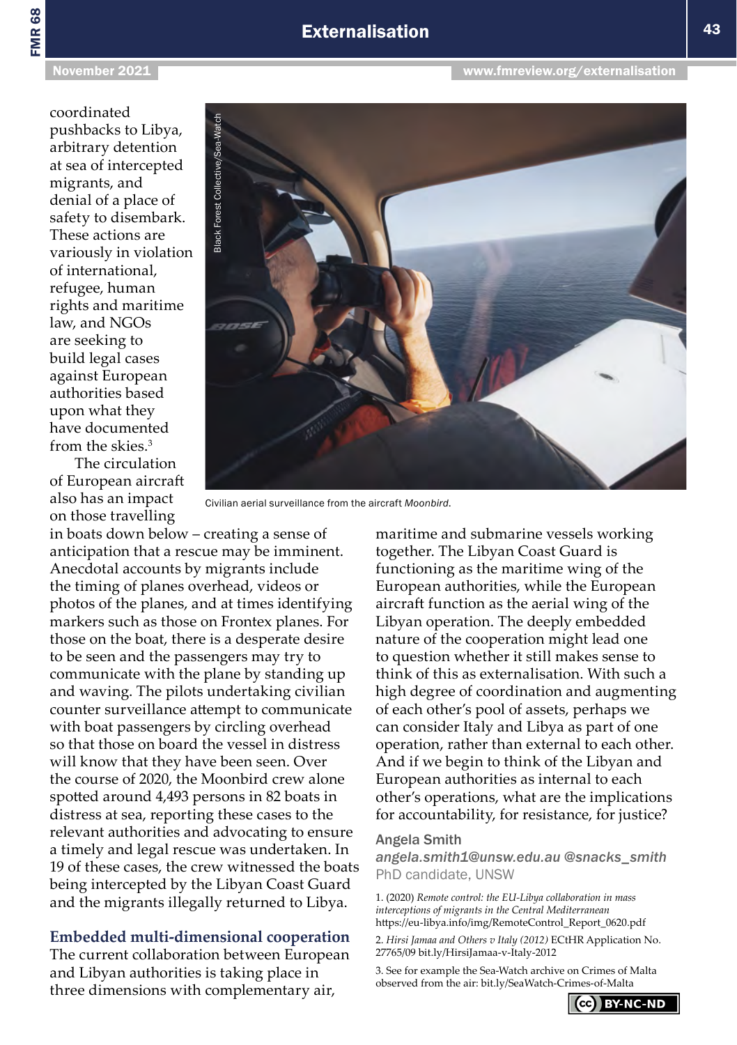coordinated pushbacks to Libya, arbitrary detention at sea of intercepted migrants, and denial of a place of safety to disembark. These actions are variously in violation of international, refugee, human rights and maritime law, and NGOs are seeking to build legal cases against European authorities based upon what they have documented from the skies.[3]

Civilian aerial surveillance from the aircraft *Moonbird*.

The circulation of European aircraft also has an impact on those travelling in boats down below – creating a sense of anticipation that a rescue may be imminent. Anecdotal accounts by migrants include the timing of planes overhead, videos or photos of the planes, and at times identifying markers such as those on Frontex planes. For those on the boat, there is a desperate desire to be seen and the passengers may try to communicate with the plane by standing up and waving. The pilots undertaking civilian counter surveillance attempt to communicate with boat passengers by circling overhead so that those on board the vessel in distress will know that they have been seen. Over the course of 2020, the Moonbird crew alone spotted around 4,493 persons in 82 boats in distress at sea, reporting these cases to the relevant authorities and advocating to ensure a timely and legal rescue was undertaken. In 19 of these cases, the crew witnessed the boats being intercepted by the Libyan Coast Guard and the migrants illegally returned to Libya.

### Embedded multi-dimensional cooperation

The current collaboration between European and Libyan authorities is taking place in three dimensions with complementary air, maritime and submarine vessels working together. The Libyan Coast Guard is functioning as the maritime wing of the European authorities, while the European aircraft function as the aerial wing of the Libyan operation. The deeply embedded nature of the cooperation might lead one to question whether it still makes sense to think of this as externalisation. With such a high degree of coordination and augmenting of each other's pool of assets, perhaps we can consider Italy and Libya as part of one operation, rather than external to each other. And if we begin to think of the Libyan and European authorities as internal to each other's operations, what are the implications for accountability, for resistance, for justice?

**Angela Smith**
*angela.smith1@unsw.edu.au @snacks_smith*
PhD candidate, UNSW

1. (2020) *Remote control: the EU-Libya collaboration in mass interceptions of migrants in the Central Mediterranean* https://eu-libya.info/img/RemoteControl_Report_0620.pdf

2. *Hirsi Jamaa and Others v Italy (2012)* ECtHR Application No. 27765/09 bit.ly/HirsiJamaa-v-Italy-2012

3. See for example the Sea-Watch archive on Crimes of Malta observed from the air: bit.ly/SeaWatch-Crimes-of-Malta